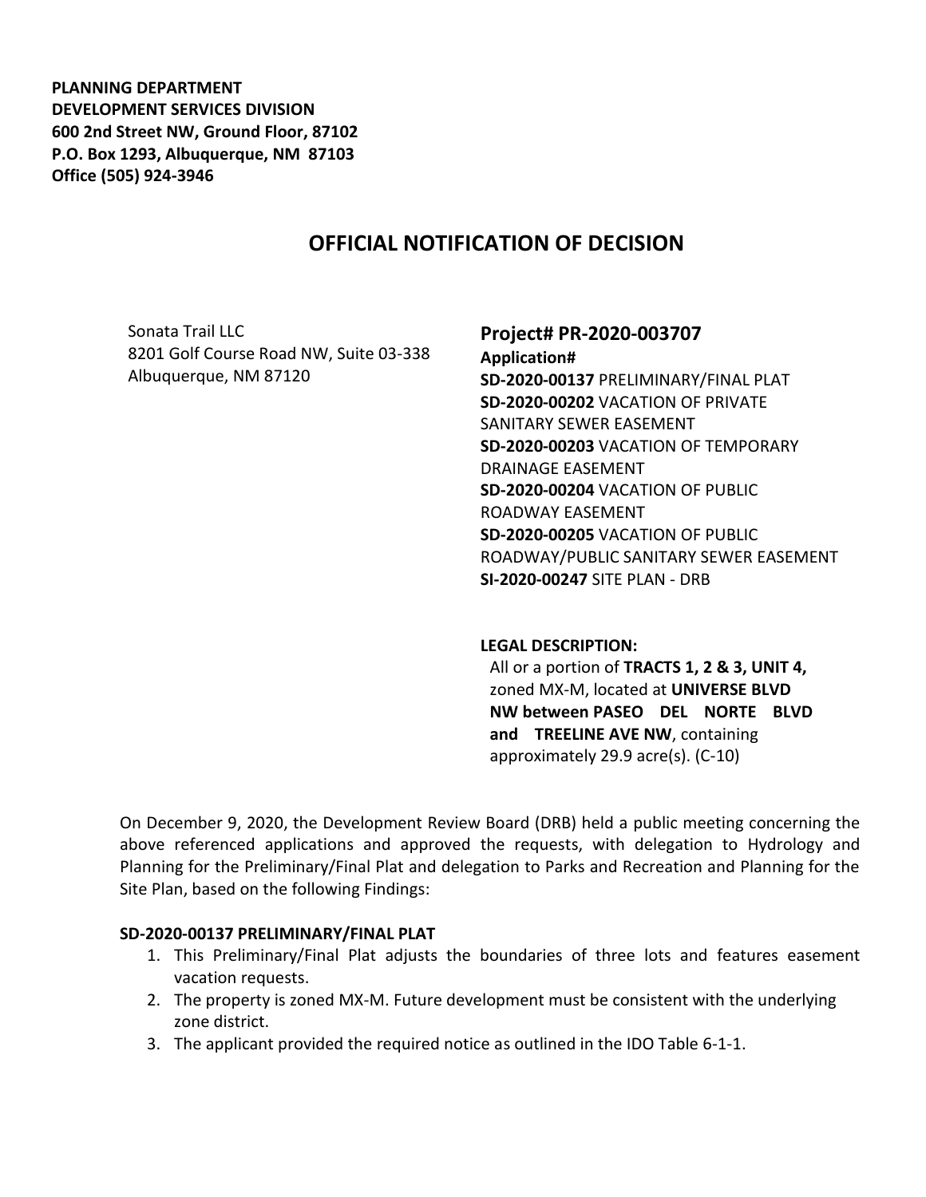**PLANNING DEPARTMENT**
**DEVELOPMENT SERVICES DIVISION**
**600 2nd Street NW, Ground Floor, 87102**
**P.O. Box 1293, Albuquerque, NM 87103**
**Office (505) 924-3946**

# OFFICIAL NOTIFICATION OF DECISION

Sonata Trail LLC
8201 Golf Course Road NW, Suite 03-338
Albuquerque, NM 87120

## Project# PR-2020-003707

**Application#**
**SD-2020-00137** PRELIMINARY/FINAL PLAT
**SD-2020-00202** VACATION OF PRIVATE SANITARY SEWER EASEMENT
**SD-2020-00203** VACATION OF TEMPORARY DRAINAGE EASEMENT
**SD-2020-00204** VACATION OF PUBLIC ROADWAY EASEMENT
**SD-2020-00205** VACATION OF PUBLIC ROADWAY/PUBLIC SANITARY SEWER EASEMENT
**SI-2020-00247** SITE PLAN - DRB

**LEGAL DESCRIPTION:**
All or a portion of **TRACTS 1, 2 & 3, UNIT 4,** zoned MX-M, located at **UNIVERSE BLVD NW between PASEO DEL NORTE BLVD and TREELINE AVE NW**, containing approximately 29.9 acre(s). (C-10)

On December 9, 2020, the Development Review Board (DRB) held a public meeting concerning the above referenced applications and approved the requests, with delegation to Hydrology and Planning for the Preliminary/Final Plat and delegation to Parks and Recreation and Planning for the Site Plan, based on the following Findings:

**SD-2020-00137 PRELIMINARY/FINAL PLAT**

1. This Preliminary/Final Plat adjusts the boundaries of three lots and features easement vacation requests.
2. The property is zoned MX-M. Future development must be consistent with the underlying zone district.
3. The applicant provided the required notice as outlined in the IDO Table 6-1-1.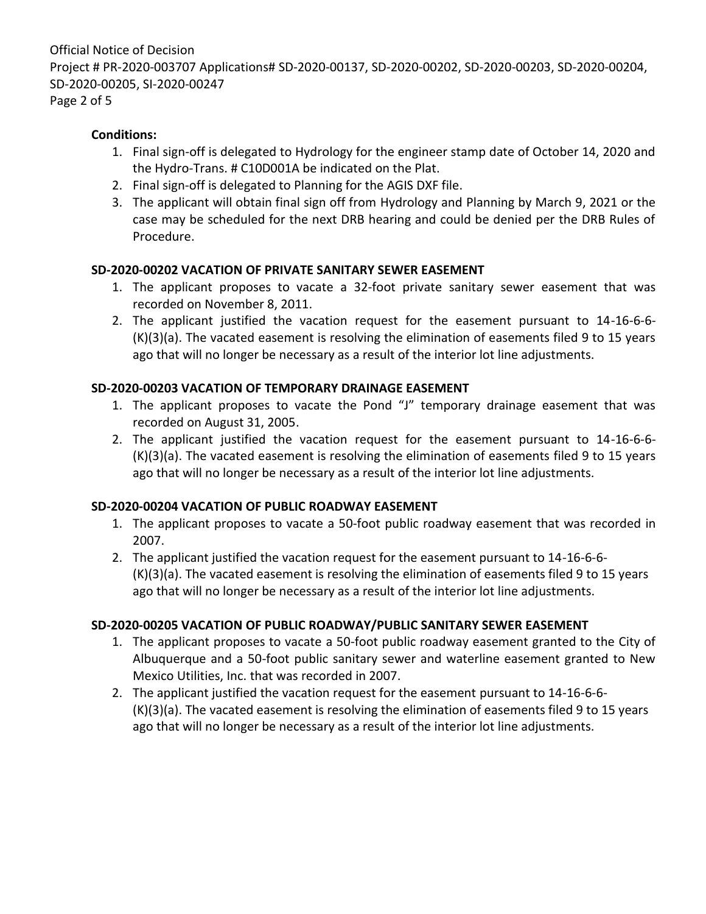**Conditions:**

1. Final sign-off is delegated to Hydrology for the engineer stamp date of October 14, 2020 and the Hydro-Trans. # C10D001A be indicated on the Plat.
2. Final sign-off is delegated to Planning for the AGIS DXF file.
3. The applicant will obtain final sign off from Hydrology and Planning by March 9, 2021 or the case may be scheduled for the next DRB hearing and could be denied per the DRB Rules of Procedure.

**SD-2020-00202 VACATION OF PRIVATE SANITARY SEWER EASEMENT**

1. The applicant proposes to vacate a 32-foot private sanitary sewer easement that was recorded on November 8, 2011.
2. The applicant justified the vacation request for the easement pursuant to 14-16-6-6-(K)(3)(a). The vacated easement is resolving the elimination of easements filed 9 to 15 years ago that will no longer be necessary as a result of the interior lot line adjustments.

**SD-2020-00203 VACATION OF TEMPORARY DRAINAGE EASEMENT**

1. The applicant proposes to vacate the Pond "J" temporary drainage easement that was recorded on August 31, 2005.
2. The applicant justified the vacation request for the easement pursuant to 14-16-6-6-(K)(3)(a). The vacated easement is resolving the elimination of easements filed 9 to 15 years ago that will no longer be necessary as a result of the interior lot line adjustments.

**SD-2020-00204 VACATION OF PUBLIC ROADWAY EASEMENT**

1. The applicant proposes to vacate a 50-foot public roadway easement that was recorded in 2007.
2. The applicant justified the vacation request for the easement pursuant to 14-16-6-6-(K)(3)(a). The vacated easement is resolving the elimination of easements filed 9 to 15 years ago that will no longer be necessary as a result of the interior lot line adjustments.

**SD-2020-00205 VACATION OF PUBLIC ROADWAY/PUBLIC SANITARY SEWER EASEMENT**

1. The applicant proposes to vacate a 50-foot public roadway easement granted to the City of Albuquerque and a 50-foot public sanitary sewer and waterline easement granted to New Mexico Utilities, Inc. that was recorded in 2007.
2. The applicant justified the vacation request for the easement pursuant to 14-16-6-6-(K)(3)(a). The vacated easement is resolving the elimination of easements filed 9 to 15 years ago that will no longer be necessary as a result of the interior lot line adjustments.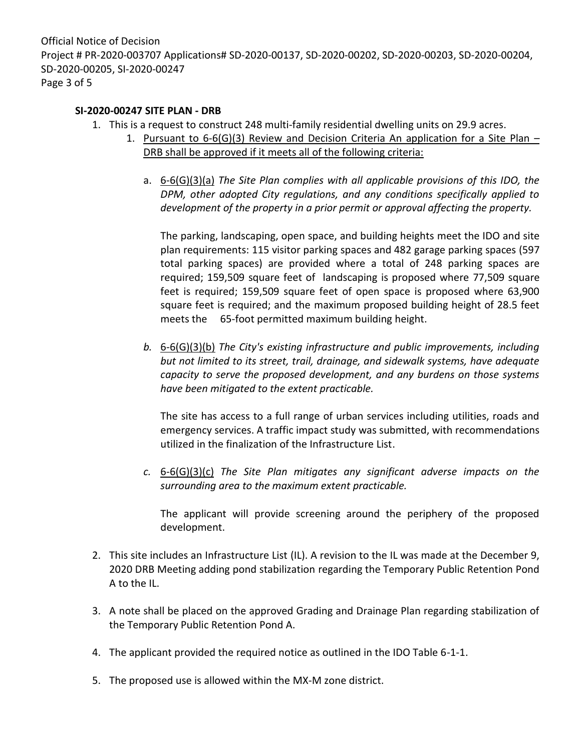**SI-2020-00247 SITE PLAN - DRB**

1. This is a request to construct 248 multi-family residential dwelling units on 29.9 acres.
    1. Pursuant to 6-6(G)(3) Review and Decision Criteria An application for a Site Plan – DRB shall be approved if it meets all of the following criteria:

        a. 6-6(G)(3)(a) *The Site Plan complies with all applicable provisions of this IDO, the DPM, other adopted City regulations, and any conditions specifically applied to development of the property in a prior permit or approval affecting the property.*

        The parking, landscaping, open space, and building heights meet the IDO and site plan requirements: 115 visitor parking spaces and 482 garage parking spaces (597 total parking spaces) are provided where a total of 248 parking spaces are required; 159,509 square feet of landscaping is proposed where 77,509 square feet is required; 159,509 square feet of open space is proposed where 63,900 square feet is required; and the maximum proposed building height of 28.5 feet meets the 65-foot permitted maximum building height.

        *b.* 6-6(G)(3)(b) *The City's existing infrastructure and public improvements, including but not limited to its street, trail, drainage, and sidewalk systems, have adequate capacity to serve the proposed development, and any burdens on those systems have been mitigated to the extent practicable.*

        The site has access to a full range of urban services including utilities, roads and emergency services. A traffic impact study was submitted, with recommendations utilized in the finalization of the Infrastructure List.

        *c.* 6-6(G)(3)(c) *The Site Plan mitigates any significant adverse impacts on the surrounding area to the maximum extent practicable.*

        The applicant will provide screening around the periphery of the proposed development.

2. This site includes an Infrastructure List (IL). A revision to the IL was made at the December 9, 2020 DRB Meeting adding pond stabilization regarding the Temporary Public Retention Pond A to the IL.

3. A note shall be placed on the approved Grading and Drainage Plan regarding stabilization of the Temporary Public Retention Pond A.

4. The applicant provided the required notice as outlined in the IDO Table 6-1-1.

5. The proposed use is allowed within the MX-M zone district.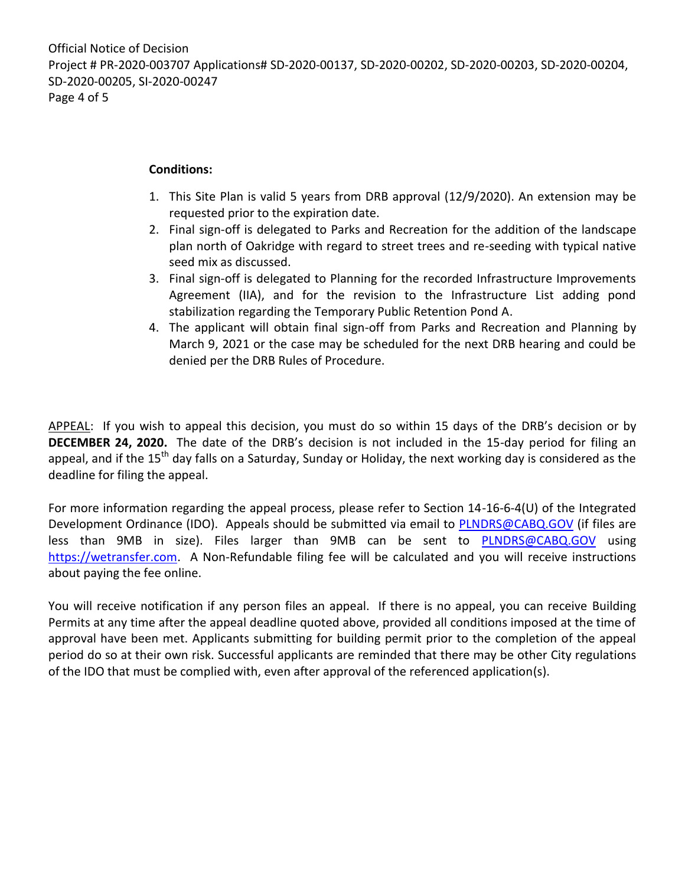**Conditions:**

1. This Site Plan is valid 5 years from DRB approval (12/9/2020). An extension may be requested prior to the expiration date.
2. Final sign-off is delegated to Parks and Recreation for the addition of the landscape plan north of Oakridge with regard to street trees and re-seeding with typical native seed mix as discussed.
3. Final sign-off is delegated to Planning for the recorded Infrastructure Improvements Agreement (IIA), and for the revision to the Infrastructure List adding pond stabilization regarding the Temporary Public Retention Pond A.
4. The applicant will obtain final sign-off from Parks and Recreation and Planning by March 9, 2021 or the case may be scheduled for the next DRB hearing and could be denied per the DRB Rules of Procedure.

APPEAL: If you wish to appeal this decision, you must do so within 15 days of the DRB's decision or by **DECEMBER 24, 2020.** The date of the DRB's decision is not included in the 15-day period for filing an appeal, and if the 15th day falls on a Saturday, Sunday or Holiday, the next working day is considered as the deadline for filing the appeal.

For more information regarding the appeal process, please refer to Section 14-16-6-4(U) of the Integrated Development Ordinance (IDO). Appeals should be submitted via email to PLNDRS@CABQ.GOV (if files are less than 9MB in size). Files larger than 9MB can be sent to PLNDRS@CABQ.GOV using https://wetransfer.com. A Non-Refundable filing fee will be calculated and you will receive instructions about paying the fee online.

You will receive notification if any person files an appeal. If there is no appeal, you can receive Building Permits at any time after the appeal deadline quoted above, provided all conditions imposed at the time of approval have been met. Applicants submitting for building permit prior to the completion of the appeal period do so at their own risk. Successful applicants are reminded that there may be other City regulations of the IDO that must be complied with, even after approval of the referenced application(s).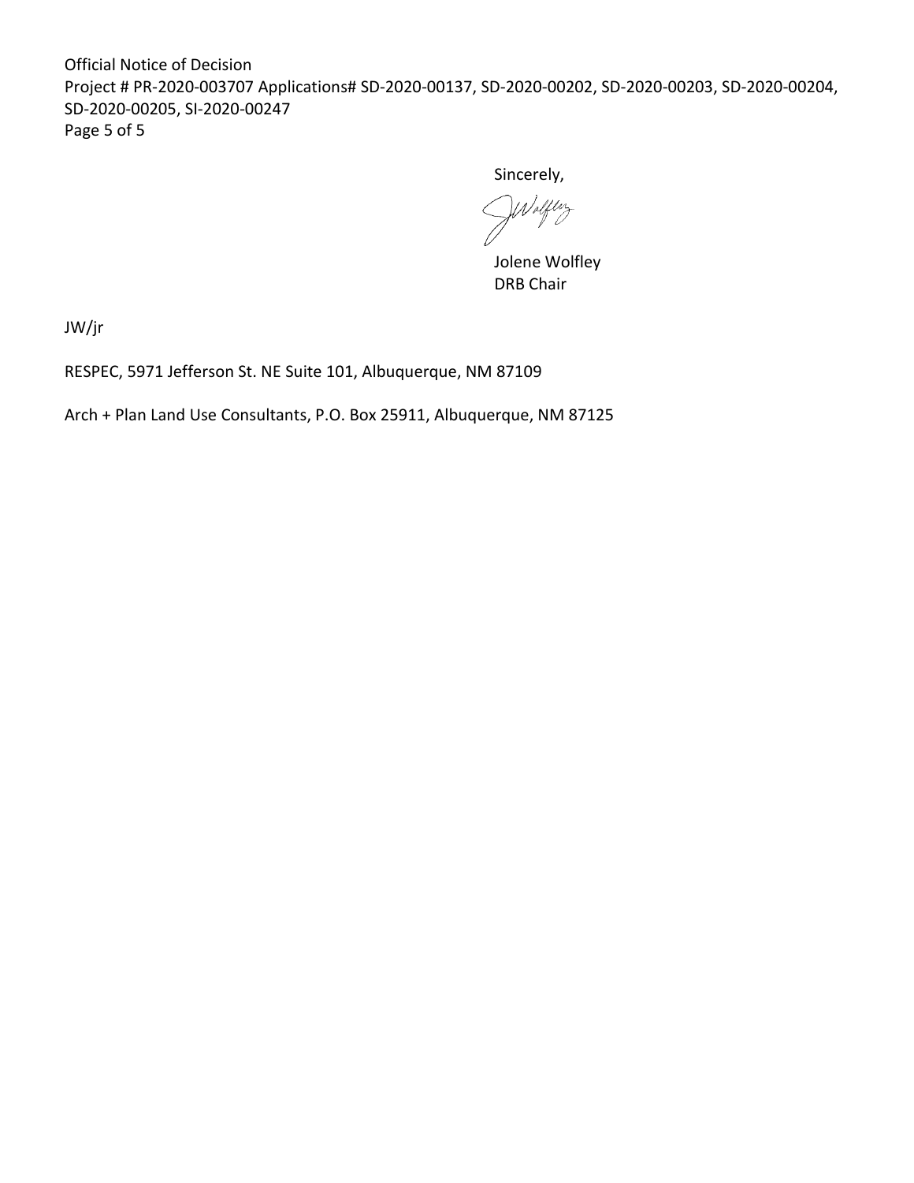Sincerely,

Jolene Wolfley
DRB Chair

JW/jr

RESPEC, 5971 Jefferson St. NE Suite 101, Albuquerque, NM 87109

Arch + Plan Land Use Consultants, P.O. Box 25911, Albuquerque, NM 87125